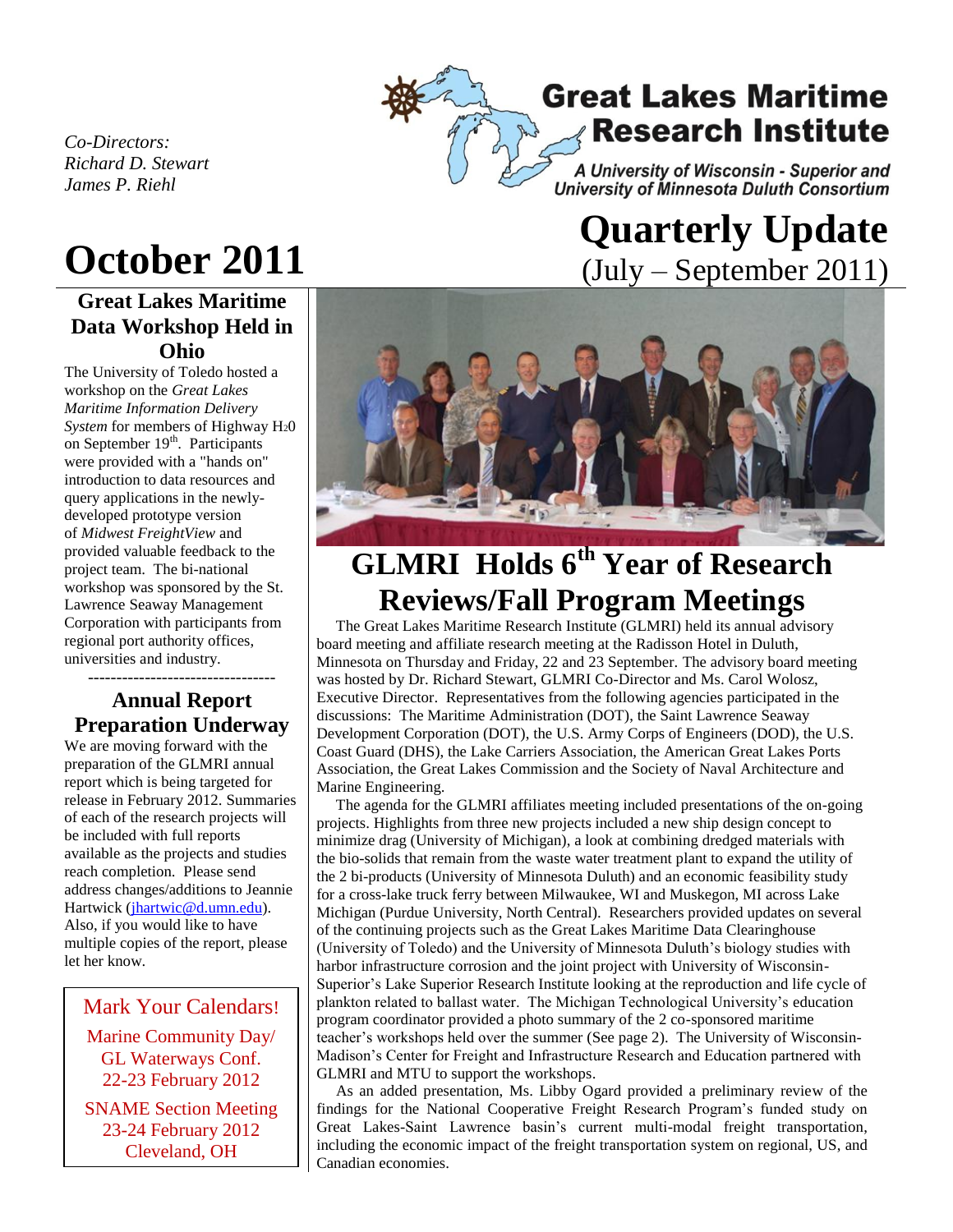Co-Directors:
*Richard D. Stewart*
*James P. Riehl*

# Great Lakes Maritime Research Institute

*A University of Wisconsin - Superior and University of Minnesota Duluth Consortium*

# October 2011

# Quarterly Update
(July – September 2011)

## Great Lakes Maritime Data Workshop Held in Ohio

The University of Toledo hosted a workshop on the *Great Lakes Maritime Information Delivery System* for members of Highway $H_20$ on September 19th. Participants were provided with a "hands on" introduction to data resources and query applications in the newly-developed prototype version of *Midwest FreightView* and provided valuable feedback to the project team. The bi-national workshop was sponsored by the St. Lawrence Seaway Management Corporation with participants from regional port authority offices, universities and industry.

---------------------------------

## Annual Report Preparation Underway

We are moving forward with the preparation of the GLMRI annual report which is being targeted for release in February 2012. Summaries of each of the research projects will be included with full reports available as the projects and studies reach completion. Please send address changes/additions to Jeannie Hartwick (jhartwic@d.umn.edu). Also, if you would like to have multiple copies of the report, please let her know.

**Mark Your Calendars!**

Marine Community Day/
GL Waterways Conf.
22-23 February 2012

SNAME Section Meeting
23-24 February 2012
Cleveland, OH

## GLMRI Holds 6th Year of Research Reviews/Fall Program Meetings

The Great Lakes Maritime Research Institute (GLMRI) held its annual advisory board meeting and affiliate research meeting at the Radisson Hotel in Duluth, Minnesota on Thursday and Friday, 22 and 23 September. The advisory board meeting was hosted by Dr. Richard Stewart, GLMRI Co-Director and Ms. Carol Wolosz, Executive Director. Representatives from the following agencies participated in the discussions: The Maritime Administration (DOT), the Saint Lawrence Seaway Development Corporation (DOT), the U.S. Army Corps of Engineers (DOD), the U.S. Coast Guard (DHS), the Lake Carriers Association, the American Great Lakes Ports Association, the Great Lakes Commission and the Society of Naval Architecture and Marine Engineering.

The agenda for the GLMRI affiliates meeting included presentations of the on-going projects. Highlights from three new projects included a new ship design concept to minimize drag (University of Michigan), a look at combining dredged materials with the bio-solids that remain from the waste water treatment plant to expand the utility of the 2 bi-products (University of Minnesota Duluth) and an economic feasibility study for a cross-lake truck ferry between Milwaukee, WI and Muskegon, MI across Lake Michigan (Purdue University, North Central). Researchers provided updates on several of the continuing projects such as the Great Lakes Maritime Data Clearinghouse (University of Toledo) and the University of Minnesota Duluth's biology studies with harbor infrastructure corrosion and the joint project with University of Wisconsin-Superior's Lake Superior Research Institute looking at the reproduction and life cycle of plankton related to ballast water. The Michigan Technological University's education program coordinator provided a photo summary of the 2 co-sponsored maritime teacher's workshops held over the summer (See page 2). The University of Wisconsin-Madison's Center for Freight and Infrastructure Research and Education partnered with GLMRI and MTU to support the workshops.

As an added presentation, Ms. Libby Ogard provided a preliminary review of the findings for the National Cooperative Freight Research Program's funded study on Great Lakes-Saint Lawrence basin's current multi-modal freight transportation, including the economic impact of the freight transportation system on regional, US, and Canadian economies.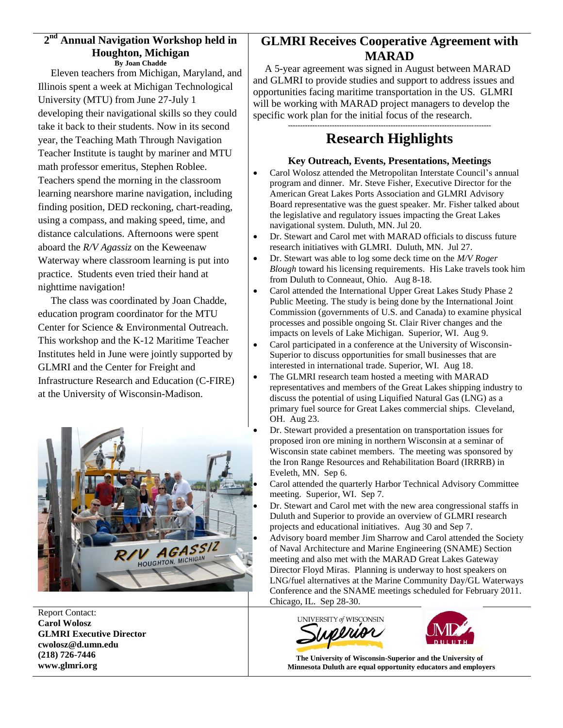## 2nd Annual Navigation Workshop held in Houghton, Michigan

**By Joan Chadde**

Eleven teachers from Michigan, Maryland, and Illinois spent a week at Michigan Technological University (MTU) from June 27-July 1 developing their navigational skills so they could take it back to their students. Now in its second year, the Teaching Math Through Navigation Teacher Institute is taught by mariner and MTU math professor emeritus, Stephen Roblee. Teachers spend the morning in the classroom learning nearshore marine navigation, including finding position, DED reckoning, chart-reading, using a compass, and making speed, time, and distance calculations. Afternoons were spent aboard the *R/V Agassiz* on the Keweenaw Waterway where classroom learning is put into practice. Students even tried their hand at nighttime navigation!

The class was coordinated by Joan Chadde, education program coordinator for the MTU Center for Science & Environmental Outreach. This workshop and the K-12 Maritime Teacher Institutes held in June were jointly supported by GLMRI and the Center for Freight and Infrastructure Research and Education (C-FIRE) at the University of Wisconsin-Madison.

## GLMRI Receives Cooperative Agreement with MARAD

A 5-year agreement was signed in August between MARAD and GLMRI to provide studies and support to address issues and opportunities facing maritime transportation in the US. GLMRI will be working with MARAD project managers to develop the specific work plan for the initial focus of the research.

## Research Highlights

### Key Outreach, Events, Presentations, Meetings

- Carol Wolosz attended the Metropolitan Interstate Council's annual program and dinner. Mr. Steve Fisher, Executive Director for the American Great Lakes Ports Association and GLMRI Advisory Board representative was the guest speaker. Mr. Fisher talked about the legislative and regulatory issues impacting the Great Lakes navigational system. Duluth, MN. Jul 20.
- Dr. Stewart and Carol met with MARAD officials to discuss future research initiatives with GLMRI. Duluth, MN. Jul 27.
- Dr. Stewart was able to log some deck time on the *M/V Roger Blough* toward his licensing requirements. His Lake travels took him from Duluth to Conneaut, Ohio. Aug 8-18.
- Carol attended the International Upper Great Lakes Study Phase 2 Public Meeting. The study is being done by the International Joint Commission (governments of U.S. and Canada) to examine physical processes and possible ongoing St. Clair River changes and the impacts on levels of Lake Michigan. Superior, WI. Aug 9.
- Carol participated in a conference at the University of Wisconsin-Superior to discuss opportunities for small businesses that are interested in international trade. Superior, WI. Aug 18.
- The GLMRI research team hosted a meeting with MARAD representatives and members of the Great Lakes shipping industry to discuss the potential of using Liquified Natural Gas (LNG) as a primary fuel source for Great Lakes commercial ships. Cleveland, OH. Aug 23.
- Dr. Stewart provided a presentation on transportation issues for proposed iron ore mining in northern Wisconsin at a seminar of Wisconsin state cabinet members. The meeting was sponsored by the Iron Range Resources and Rehabilitation Board (IRRRB) in Eveleth, MN. Sep 6.
- Carol attended the quarterly Harbor Technical Advisory Committee meeting. Superior, WI. Sep 7.
- Dr. Stewart and Carol met with the new area congressional staffs in Duluth and Superior to provide an overview of GLMRI research projects and educational initiatives. Aug 30 and Sep 7.
- Advisory board member Jim Sharrow and Carol attended the Society of Naval Architecture and Marine Engineering (SNAME) Section meeting and also met with the MARAD Great Lakes Gateway Director Floyd Miras. Planning is underway to host speakers on LNG/fuel alternatives at the Marine Community Day/GL Waterways Conference and the SNAME meetings scheduled for February 2011. Chicago, IL. Sep 28-30.

Report Contact:
**Carol Wolosz**
**GLMRI Executive Director**
**cwolosz@d.umn.edu**
**(218) 726-7446**
**www.glmri.org**

**The University of Wisconsin-Superior and the University of Minnesota Duluth are equal opportunity educators and employers**